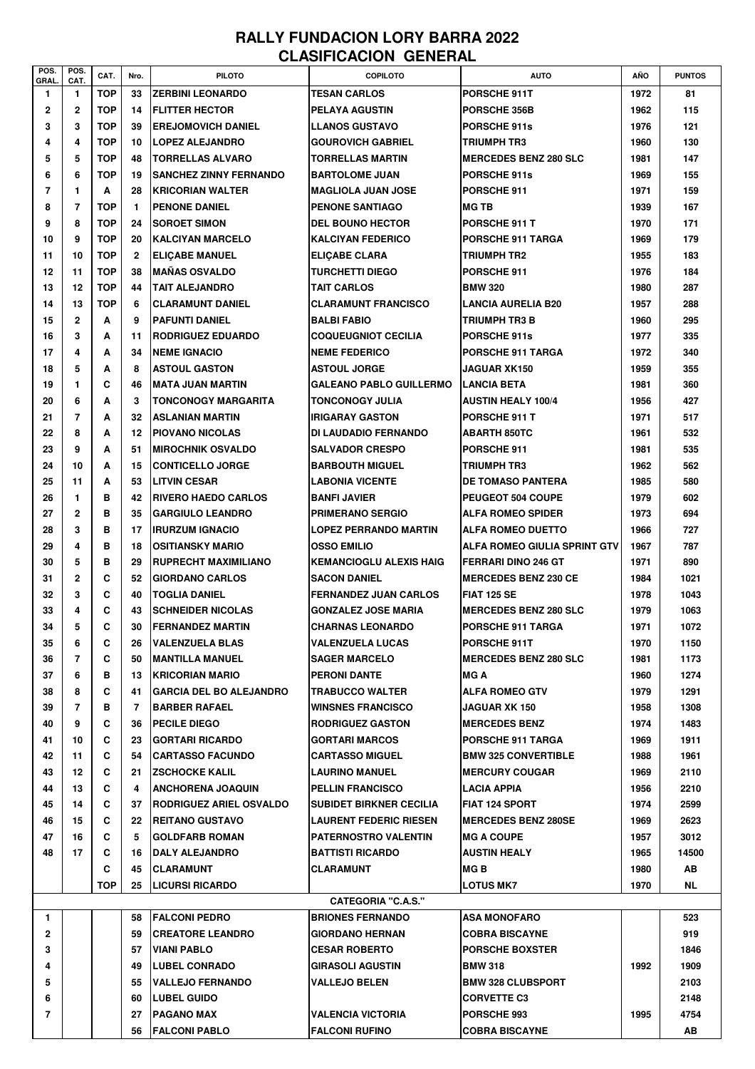# RALLY FUNDACION LORY BARRA 2022

## CLASIFICACION GENERAL

| POS. GRAL. | POS. CAT. | CAT. | Nro. | PILOTO | COPILOTO | AUTO | AÑO | PUNTOS |
|---|---|---|---|---|---|---|---|---|
| 1 | 1 | TOP | 33 | ZERBINI LEONARDO | TESAN CARLOS | PORSCHE 911T | 1972 | 81 |
| 2 | 2 | TOP | 14 | FLITTER HECTOR | PELAYA AGUSTIN | PORSCHE 356B | 1962 | 115 |
| 3 | 3 | TOP | 39 | EREJOMOVICH DANIEL | LLANOS GUSTAVO | PORSCHE 911s | 1976 | 121 |
| 4 | 4 | TOP | 10 | LOPEZ ALEJANDRO | GOUROVICH GABRIEL | TRIUMPH TR3 | 1960 | 130 |
| 5 | 5 | TOP | 48 | TORRELLAS ALVARO | TORRELLAS MARTIN | MERCEDES BENZ 280 SLC | 1981 | 147 |
| 6 | 6 | TOP | 19 | SANCHEZ ZINNY FERNANDO | BARTOLOME JUAN | PORSCHE 911s | 1969 | 155 |
| 7 | 1 | A | 28 | KRICORIAN WALTER | MAGLIOLA JUAN JOSE | PORSCHE 911 | 1971 | 159 |
| 8 | 7 | TOP | 1 | PENONE DANIEL | PENONE SANTIAGO | MG TB | 1939 | 167 |
| 9 | 8 | TOP | 24 | SOROET SIMON | DEL BOUNO HECTOR | PORSCHE 911 T | 1970 | 171 |
| 10 | 9 | TOP | 20 | KALCIYAN MARCELO | KALCIYAN FEDERICO | PORSCHE 911 TARGA | 1969 | 179 |
| 11 | 10 | TOP | 2 | ELIÇABE MANUEL | ELIÇABE CLARA | TRIUMPH TR2 | 1955 | 183 |
| 12 | 11 | TOP | 38 | MAÑAS OSVALDO | TURCHETTI DIEGO | PORSCHE 911 | 1976 | 184 |
| 13 | 12 | TOP | 44 | TAIT ALEJANDRO | TAIT CARLOS | BMW 320 | 1980 | 287 |
| 14 | 13 | TOP | 6 | CLARAMUNT DANIEL | CLARAMUNT FRANCISCO | LANCIA AURELIA B20 | 1957 | 288 |
| 15 | 2 | A | 9 | PAFUNTI DANIEL | BALBI FABIO | TRIUMPH TR3 B | 1960 | 295 |
| 16 | 3 | A | 11 | RODRIGUEZ EDUARDO | COQUEUGNIOT CECILIA | PORSCHE 911s | 1977 | 335 |
| 17 | 4 | A | 34 | NEME IGNACIO | NEME FEDERICO | PORSCHE 911 TARGA | 1972 | 340 |
| 18 | 5 | A | 8 | ASTOUL GASTON | ASTOUL JORGE | JAGUAR XK150 | 1959 | 355 |
| 19 | 1 | C | 46 | MATA JUAN MARTIN | GALEANO PABLO GUILLERMO | LANCIA BETA | 1981 | 360 |
| 20 | 6 | A | 3 | TONCONOGY MARGARITA | TONCONOGY JULIA | AUSTIN HEALY 100/4 | 1956 | 427 |
| 21 | 7 | A | 32 | ASLANIAN MARTIN | IRIGARAY GASTON | PORSCHE 911 T | 1971 | 517 |
| 22 | 8 | A | 12 | PIOVANO NICOLAS | DI LAUDADIO FERNANDO | ABARTH 850TC | 1961 | 532 |
| 23 | 9 | A | 51 | MIROCHNIK OSVALDO | SALVADOR CRESPO | PORSCHE 911 | 1981 | 535 |
| 24 | 10 | A | 15 | CONTICELLO JORGE | BARBOUTH MIGUEL | TRIUMPH TR3 | 1962 | 562 |
| 25 | 11 | A | 53 | LITVIN CESAR | LABONIA VICENTE | DE TOMASO PANTERA | 1985 | 580 |
| 26 | 1 | B | 42 | RIVERO HAEDO CARLOS | BANFI JAVIER | PEUGEOT 504 COUPE | 1979 | 602 |
| 27 | 2 | B | 35 | GARGIULO LEANDRO | PRIMERANO SERGIO | ALFA ROMEO SPIDER | 1973 | 694 |
| 28 | 3 | B | 17 | IRURZUM IGNACIO | LOPEZ PERRANDO MARTIN | ALFA ROMEO DUETTO | 1966 | 727 |
| 29 | 4 | B | 18 | OSITIANSKY MARIO | OSSO EMILIO | ALFA ROMEO GIULIA SPRINT GTV | 1967 | 787 |
| 30 | 5 | B | 29 | RUPRECHT MAXIMILIANO | KEMANCIOGLU ALEXIS HAIG | FERRARI DINO 246 GT | 1971 | 890 |
| 31 | 2 | C | 52 | GIORDANO CARLOS | SACON DANIEL | MERCEDES BENZ 230 CE | 1984 | 1021 |
| 32 | 3 | C | 40 | TOGLIA DANIEL | FERNANDEZ JUAN CARLOS | FIAT 125 SE | 1978 | 1043 |
| 33 | 4 | C | 43 | SCHNEIDER NICOLAS | GONZALEZ JOSE MARIA | MERCEDES BENZ 280 SLC | 1979 | 1063 |
| 34 | 5 | C | 30 | FERNANDEZ MARTIN | CHARNAS LEONARDO | PORSCHE 911 TARGA | 1971 | 1072 |
| 35 | 6 | C | 26 | VALENZUELA BLAS | VALENZUELA LUCAS | PORSCHE 911T | 1970 | 1150 |
| 36 | 7 | C | 50 | MANTILLA MANUEL | SAGER MARCELO | MERCEDES BENZ 280 SLC | 1981 | 1173 |
| 37 | 6 | B | 13 | KRICORIAN MARIO | PERONI DANTE | MG A | 1960 | 1274 |
| 38 | 8 | C | 41 | GARCIA DEL BO ALEJANDRO | TRABUCCO WALTER | ALFA ROMEO GTV | 1979 | 1291 |
| 39 | 7 | B | 7 | BARBER RAFAEL | WINSNES FRANCISCO | JAGUAR XK 150 | 1958 | 1308 |
| 40 | 9 | C | 36 | PECILE DIEGO | RODRIGUEZ GASTON | MERCEDES BENZ | 1974 | 1483 |
| 41 | 10 | C | 23 | GORTARI RICARDO | GORTARI MARCOS | PORSCHE 911 TARGA | 1969 | 1911 |
| 42 | 11 | C | 54 | CARTASSO FACUNDO | CARTASSO MIGUEL | BMW 325 CONVERTIBLE | 1988 | 1961 |
| 43 | 12 | C | 21 | ZSCHOCKE KALIL | LAURINO MANUEL | MERCURY COUGAR | 1969 | 2110 |
| 44 | 13 | C | 4 | ANCHORENA JOAQUIN | PELLIN FRANCISCO | LACIA APPIA | 1956 | 2210 |
| 45 | 14 | C | 37 | RODRIGUEZ ARIEL OSVALDO | SUBIDET BIRKNER CECILIA | FIAT 124 SPORT | 1974 | 2599 |
| 46 | 15 | C | 22 | REITANO GUSTAVO | LAURENT FEDERIC RIESEN | MERCEDES BENZ 280SE | 1969 | 2623 |
| 47 | 16 | C | 5 | GOLDFARB ROMAN | PATERNOSTRO VALENTIN | MG A COUPE | 1957 | 3012 |
| 48 | 17 | C | 16 | DALY ALEJANDRO | BATTISTI RICARDO | AUSTIN HEALY | 1965 | 14500 |
| | | C | 45 | CLARAMUNT | CLARAMUNT | MG B | 1980 | AB |
| | | TOP | 25 | LICURSI RICARDO | | LOTUS MK7 | 1970 | NL |
| | | | | | **CATEGORIA "C.A.S."** | | | |
| 1 | | | 58 | FALCONI PEDRO | BRIONES FERNANDO | ASA MONOFARO | | 523 |
| 2 | | | 59 | CREATORE LEANDRO | GIORDANO HERNAN | COBRA BISCAYNE | | 919 |
| 3 | | | 57 | VIANI PABLO | CESAR ROBERTO | PORSCHE BOXSTER | | 1846 |
| 4 | | | 49 | LUBEL CONRADO | GIRASOLI AGUSTIN | BMW 318 | 1992 | 1909 |
| 5 | | | 55 | VALLEJO FERNANDO | VALLEJO BELEN | BMW 328 CLUBSPORT | | 2103 |
| 6 | | | 60 | LUBEL GUIDO | | CORVETTE C3 | | 2148 |
| 7 | | | 27 | PAGANO MAX | VALENCIA VICTORIA | PORSCHE 993 | 1995 | 4754 |
| | | | 56 | FALCONI PABLO | FALCONI RUFINO | COBRA BISCAYNE | | AB |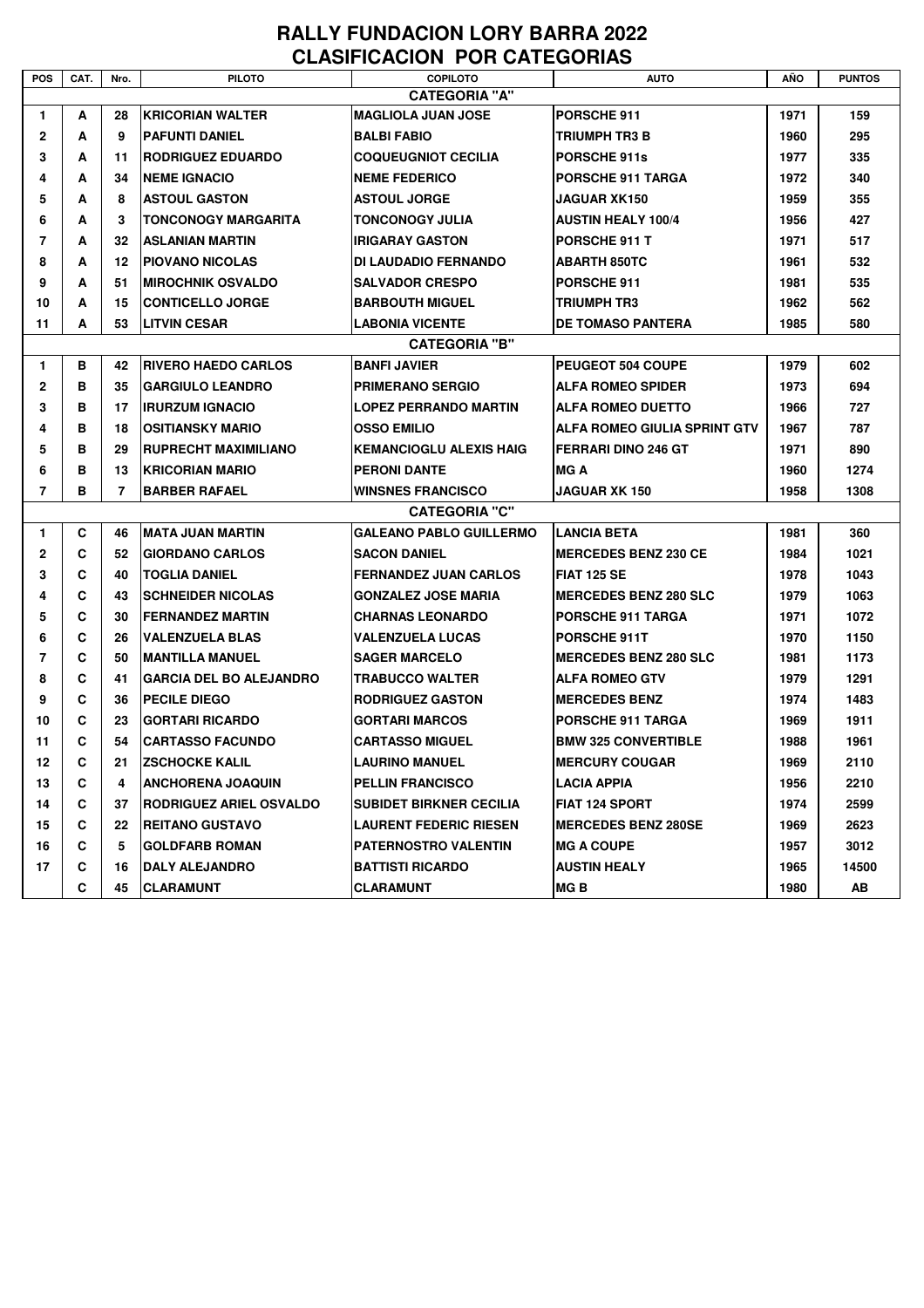# RALLY FUNDACION LORY BARRA 2022
## CLASIFICACION POR CATEGORIAS

| POS | CAT. | Nro. | PILOTO | COPILOTO | AUTO | AÑO | PUNTOS |
|---|---|---|---|---|---|---|---|
| | | | | **CATEGORIA "A"** | | | |
| 1 | A | 28 | KRICORIAN WALTER | MAGLIOLA JUAN JOSE | PORSCHE 911 | 1971 | 159 |
| 2 | A | 9 | PAFUNTI DANIEL | BALBI FABIO | TRIUMPH TR3 B | 1960 | 295 |
| 3 | A | 11 | RODRIGUEZ EDUARDO | COQUEUGNIOT CECILIA | PORSCHE 911s | 1977 | 335 |
| 4 | A | 34 | NEME IGNACIO | NEME FEDERICO | PORSCHE 911 TARGA | 1972 | 340 |
| 5 | A | 8 | ASTOUL GASTON | ASTOUL JORGE | JAGUAR XK150 | 1959 | 355 |
| 6 | A | 3 | TONCONOGY MARGARITA | TONCONOGY JULIA | AUSTIN HEALY 100/4 | 1956 | 427 |
| 7 | A | 32 | ASLANIAN MARTIN | IRIGARAY GASTON | PORSCHE 911 T | 1971 | 517 |
| 8 | A | 12 | PIOVANO NICOLAS | DI LAUDADIO FERNANDO | ABARTH 850TC | 1961 | 532 |
| 9 | A | 51 | MIROCHNIK OSVALDO | SALVADOR CRESPO | PORSCHE 911 | 1981 | 535 |
| 10 | A | 15 | CONTICELLO JORGE | BARBOUTH MIGUEL | TRIUMPH TR3 | 1962 | 562 |
| 11 | A | 53 | LITVIN CESAR | LABONIA VICENTE | DE TOMASO PANTERA | 1985 | 580 |
| | | | | **CATEGORIA "B"** | | | |
| 1 | B | 42 | RIVERO HAEDO CARLOS | BANFI JAVIER | PEUGEOT 504 COUPE | 1979 | 602 |
| 2 | B | 35 | GARGIULO LEANDRO | PRIMERANO SERGIO | ALFA ROMEO SPIDER | 1973 | 694 |
| 3 | B | 17 | IRURZUM IGNACIO | LOPEZ PERRANDO MARTIN | ALFA ROMEO DUETTO | 1966 | 727 |
| 4 | B | 18 | OSITIANSKY MARIO | OSSO EMILIO | ALFA ROMEO GIULIA SPRINT GTV | 1967 | 787 |
| 5 | B | 29 | RUPRECHT MAXIMILIANO | KEMANCIOGLU ALEXIS HAIG | FERRARI DINO 246 GT | 1971 | 890 |
| 6 | B | 13 | KRICORIAN MARIO | PERONI DANTE | MG A | 1960 | 1274 |
| 7 | B | 7 | BARBER RAFAEL | WINSNES FRANCISCO | JAGUAR XK 150 | 1958 | 1308 |
| | | | | **CATEGORIA "C"** | | | |
| 1 | C | 46 | MATA JUAN MARTIN | GALEANO PABLO GUILLERMO | LANCIA BETA | 1981 | 360 |
| 2 | C | 52 | GIORDANO CARLOS | SACON DANIEL | MERCEDES BENZ 230 CE | 1984 | 1021 |
| 3 | C | 40 | TOGLIA DANIEL | FERNANDEZ JUAN CARLOS | FIAT 125 SE | 1978 | 1043 |
| 4 | C | 43 | SCHNEIDER NICOLAS | GONZALEZ JOSE MARIA | MERCEDES BENZ 280 SLC | 1979 | 1063 |
| 5 | C | 30 | FERNANDEZ MARTIN | CHARNAS LEONARDO | PORSCHE 911 TARGA | 1971 | 1072 |
| 6 | C | 26 | VALENZUELA BLAS | VALENZUELA LUCAS | PORSCHE 911T | 1970 | 1150 |
| 7 | C | 50 | MANTILLA MANUEL | SAGER MARCELO | MERCEDES BENZ 280 SLC | 1981 | 1173 |
| 8 | C | 41 | GARCIA DEL BO ALEJANDRO | TRABUCCO WALTER | ALFA ROMEO GTV | 1979 | 1291 |
| 9 | C | 36 | PECILE DIEGO | RODRIGUEZ GASTON | MERCEDES BENZ | 1974 | 1483 |
| 10 | C | 23 | GORTARI RICARDO | GORTARI MARCOS | PORSCHE 911 TARGA | 1969 | 1911 |
| 11 | C | 54 | CARTASSO FACUNDO | CARTASSO MIGUEL | BMW 325 CONVERTIBLE | 1988 | 1961 |
| 12 | C | 21 | ZSCHOCKE KALIL | LAURINO MANUEL | MERCURY COUGAR | 1969 | 2110 |
| 13 | C | 4 | ANCHORENA JOAQUIN | PELLIN FRANCISCO | LACIA APPIA | 1956 | 2210 |
| 14 | C | 37 | RODRIGUEZ ARIEL OSVALDO | SUBIDET BIRKNER CECILIA | FIAT 124 SPORT | 1974 | 2599 |
| 15 | C | 22 | REITANO GUSTAVO | LAURENT FEDERIC RIESEN | MERCEDES BENZ 280SE | 1969 | 2623 |
| 16 | C | 5 | GOLDFARB ROMAN | PATERNOSTRO VALENTIN | MG A COUPE | 1957 | 3012 |
| 17 | C | 16 | DALY ALEJANDRO | BATTISTI RICARDO | AUSTIN HEALY | 1965 | 14500 |
| | C | 45 | CLARAMUNT | CLARAMUNT | MG B | 1980 | AB |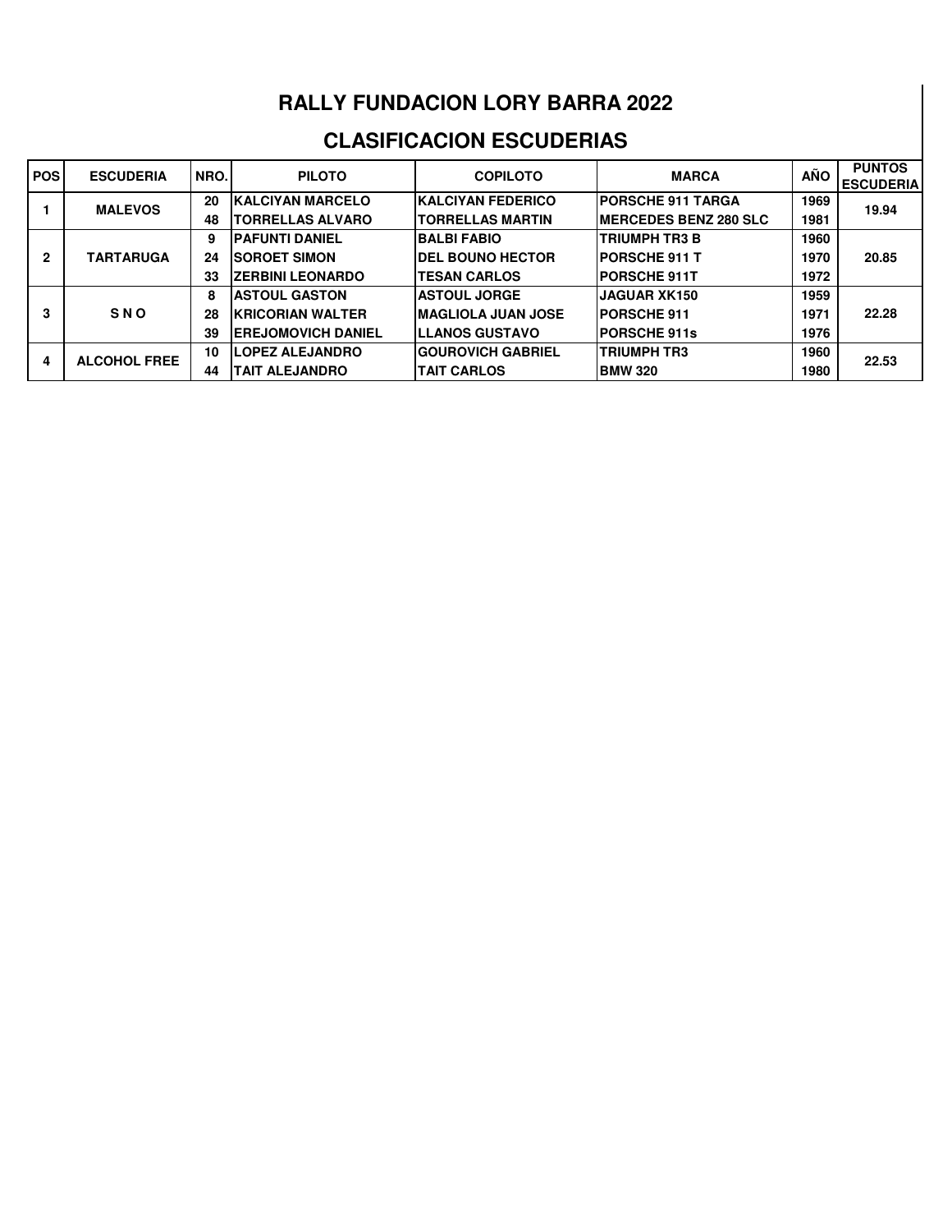# RALLY FUNDACION LORY BARRA 2022

## CLASIFICACION ESCUDERIAS

| POS | ESCUDERIA | NRO. | PILOTO | COPILOTO | MARCA | AÑO | PUNTOS ESCUDERIA |
|---|---|---|---|---|---|---|---|
| 1 | MALEVOS | 20 | KALCIYAN MARCELO | KALCIYAN FEDERICO | PORSCHE 911 TARGA | 1969 | 19.94 |
| | | 48 | TORRELLAS ALVARO | TORRELLAS MARTIN | MERCEDES BENZ 280 SLC | 1981 | |
| 2 | TARTARUGA | 9 | PAFUNTI DANIEL | BALBI FABIO | TRIUMPH TR3 B | 1960 | 20.85 |
| | | 24 | SOROET SIMON | DEL BOUNO HECTOR | PORSCHE 911 T | 1970 | |
| | | 33 | ZERBINI LEONARDO | TESAN CARLOS | PORSCHE 911T | 1972 | |
| 3 | S N O | 8 | ASTOUL GASTON | ASTOUL JORGE | JAGUAR XK150 | 1959 | 22.28 |
| | | 28 | KRICORIAN WALTER | MAGLIOLA JUAN JOSE | PORSCHE 911 | 1971 | |
| | | 39 | EREJOMOVICH DANIEL | LLANOS GUSTAVO | PORSCHE 911s | 1976 | |
| 4 | ALCOHOL FREE | 10 | LOPEZ ALEJANDRO | GOUROVICH GABRIEL | TRIUMPH TR3 | 1960 | 22.53 |
| | | 44 | TAIT ALEJANDRO | TAIT CARLOS | BMW 320 | 1980 | |